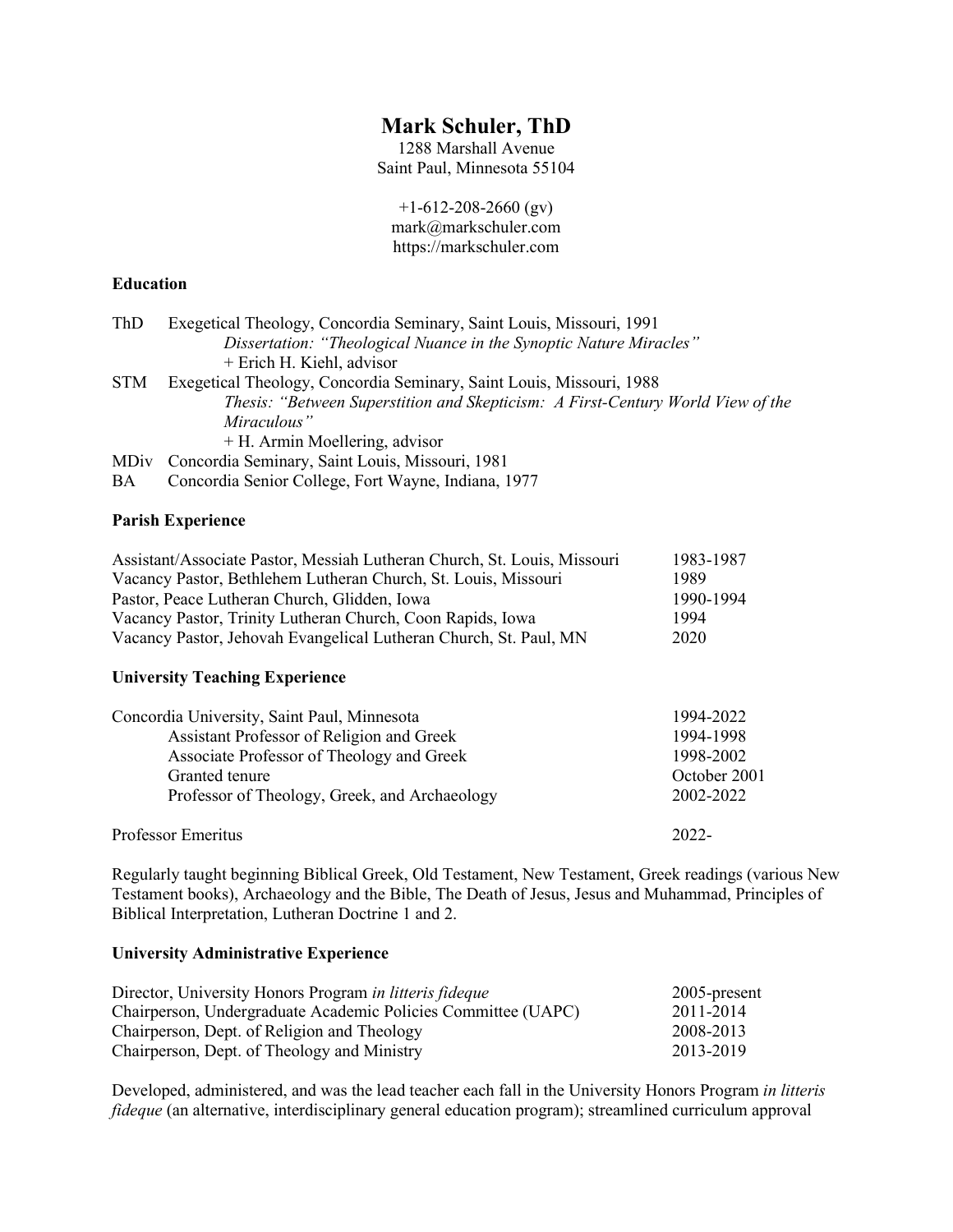# Mark Schuler, ThD

1288 Marshall Avenue
Saint Paul, Minnesota 55104

+1-612-208-2660 (gv)
mark@markschuler.com
https://markschuler.com

### Education

ThD Exegetical Theology, Concordia Seminary, Saint Louis, Missouri, 1991
*Dissertation: "Theological Nuance in the Synoptic Nature Miracles"*
+ Erich H. Kiehl, advisor

STM Exegetical Theology, Concordia Seminary, Saint Louis, Missouri, 1988
*Thesis: "Between Superstition and Skepticism: A First-Century World View of the Miraculous"*
+ H. Armin Moellering, advisor

MDiv Concordia Seminary, Saint Louis, Missouri, 1981

BA Concordia Senior College, Fort Wayne, Indiana, 1977

### Parish Experience

| | |
|---|---|
| Assistant/Associate Pastor, Messiah Lutheran Church, St. Louis, Missouri | 1983-1987 |
| Vacancy Pastor, Bethlehem Lutheran Church, St. Louis, Missouri | 1989 |
| Pastor, Peace Lutheran Church, Glidden, Iowa | 1990-1994 |
| Vacancy Pastor, Trinity Lutheran Church, Coon Rapids, Iowa | 1994 |
| Vacancy Pastor, Jehovah Evangelical Lutheran Church, St. Paul, MN | 2020 |

### University Teaching Experience

| | |
|---|---|
| Concordia University, Saint Paul, Minnesota | 1994-2022 |
| Assistant Professor of Religion and Greek | 1994-1998 |
| Associate Professor of Theology and Greek | 1998-2002 |
| Granted tenure | October 2001 |
| Professor of Theology, Greek, and Archaeology | 2002-2022 |
| | |
| Professor Emeritus | 2022- |

Regularly taught beginning Biblical Greek, Old Testament, New Testament, Greek readings (various New Testament books), Archaeology and the Bible, The Death of Jesus, Jesus and Muhammad, Principles of Biblical Interpretation, Lutheran Doctrine 1 and 2.

### University Administrative Experience

| | |
|---|---|
| Director, University Honors Program *in litteris fideque* | 2005-present |
| Chairperson, Undergraduate Academic Policies Committee (UAPC) | 2011-2014 |
| Chairperson, Dept. of Religion and Theology | 2008-2013 |
| Chairperson, Dept. of Theology and Ministry | 2013-2019 |

Developed, administered, and was the lead teacher each fall in the University Honors Program *in litteris fideque* (an alternative, interdisciplinary general education program); streamlined curriculum approval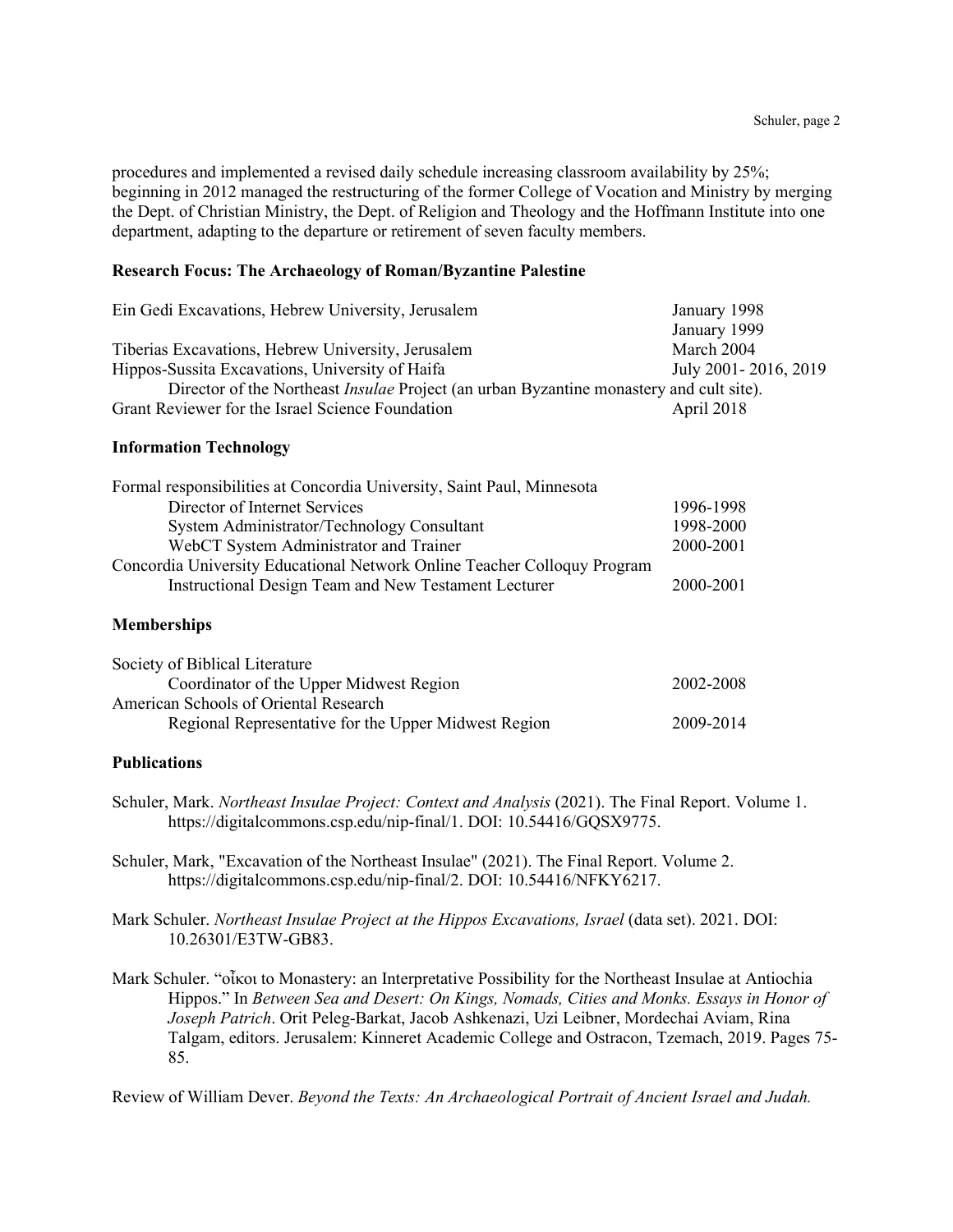procedures and implemented a revised daily schedule increasing classroom availability by 25%; beginning in 2012 managed the restructuring of the former College of Vocation and Ministry by merging the Dept. of Christian Ministry, the Dept. of Religion and Theology and the Hoffmann Institute into one department, adapting to the departure or retirement of seven faculty members.

### Research Focus: The Archaeology of Roman/Byzantine Palestine

Ein Gedi Excavations, Hebrew University, Jerusalem — January 1998, January 1999

Tiberias Excavations, Hebrew University, Jerusalem — March 2004

Hippos-Sussita Excavations, University of Haifa — July 2001- 2016, 2019

Director of the Northeast *Insulae* Project (an urban Byzantine monastery and cult site).

Grant Reviewer for the Israel Science Foundation — April 2018

### Information Technology

Formal responsibilities at Concordia University, Saint Paul, Minnesota

- Director of Internet Services — 1996-1998
- System Administrator/Technology Consultant — 1998-2000
- WebCT System Administrator and Trainer — 2000-2001

Concordia University Educational Network Online Teacher Colloquy Program

- Instructional Design Team and New Testament Lecturer — 2000-2001

### Memberships

Society of Biblical Literature

- Coordinator of the Upper Midwest Region — 2002-2008

American Schools of Oriental Research

- Regional Representative for the Upper Midwest Region — 2009-2014

### Publications

Schuler, Mark. *Northeast Insulae Project: Context and Analysis* (2021). The Final Report. Volume 1. https://digitalcommons.csp.edu/nip-final/1. DOI: 10.54416/GQSX9775.

Schuler, Mark, "Excavation of the Northeast Insulae" (2021). The Final Report. Volume 2. https://digitalcommons.csp.edu/nip-final/2. DOI: 10.54416/NFKY6217.

Mark Schuler. *Northeast Insulae Project at the Hippos Excavations, Israel* (data set). 2021. DOI: 10.26301/E3TW-GB83.

Mark Schuler. "οἶκοι to Monastery: an Interpretative Possibility for the Northeast Insulae at Antiochia Hippos." In *Between Sea and Desert: On Kings, Nomads, Cities and Monks. Essays in Honor of Joseph Patrich*. Orit Peleg-Barkat, Jacob Ashkenazi, Uzi Leibner, Mordechai Aviam, Rina Talgam, editors. Jerusalem: Kinneret Academic College and Ostracon, Tzemach, 2019. Pages 75-85.

Review of William Dever. *Beyond the Texts: An Archaeological Portrait of Ancient Israel and Judah.*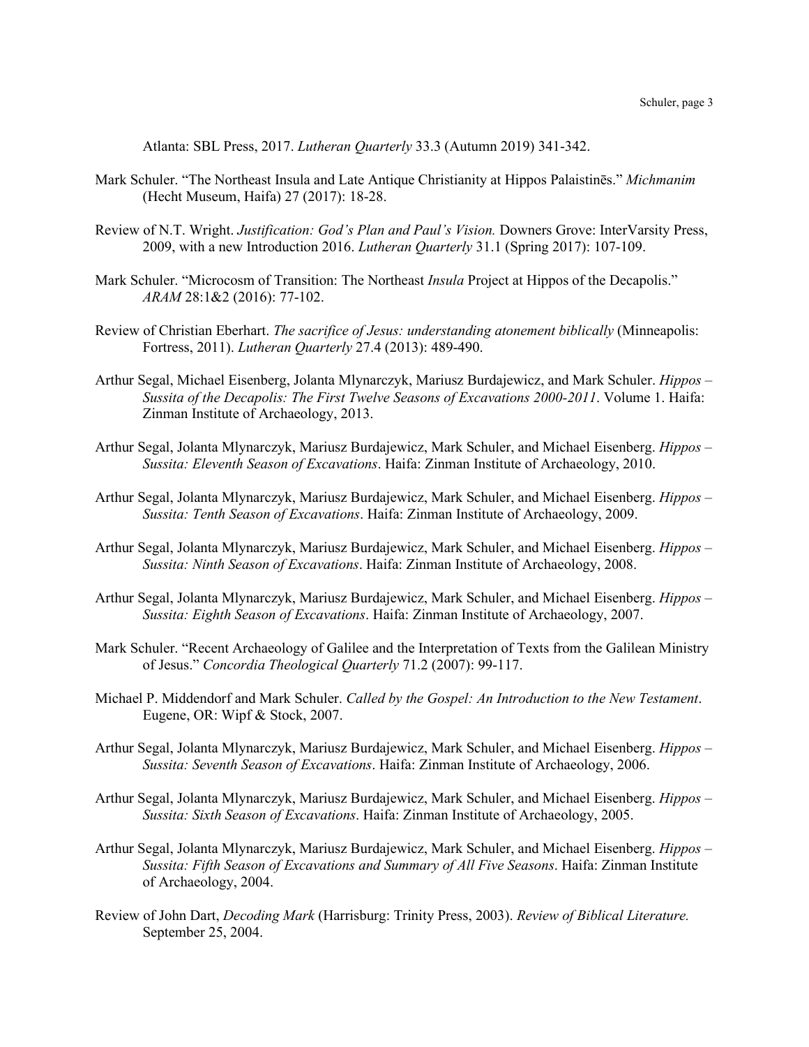Atlanta: SBL Press, 2017. *Lutheran Quarterly* 33.3 (Autumn 2019) 341-342.

Mark Schuler. "The Northeast Insula and Late Antique Christianity at Hippos Palaistinēs." *Michmanim* (Hecht Museum, Haifa) 27 (2017): 18-28.

Review of N.T. Wright. *Justification: God's Plan and Paul's Vision.* Downers Grove: InterVarsity Press, 2009, with a new Introduction 2016. *Lutheran Quarterly* 31.1 (Spring 2017): 107-109.

Mark Schuler. "Microcosm of Transition: The Northeast *Insula* Project at Hippos of the Decapolis." *ARAM* 28:1&2 (2016): 77-102.

Review of Christian Eberhart. *The sacrifice of Jesus: understanding atonement biblically* (Minneapolis: Fortress, 2011). *Lutheran Quarterly* 27.4 (2013): 489-490.

Arthur Segal, Michael Eisenberg, Jolanta Mlynarczyk, Mariusz Burdajewicz, and Mark Schuler. *Hippos – Sussita of the Decapolis: The First Twelve Seasons of Excavations 2000-2011*. Volume 1. Haifa: Zinman Institute of Archaeology, 2013.

Arthur Segal, Jolanta Mlynarczyk, Mariusz Burdajewicz, Mark Schuler, and Michael Eisenberg. *Hippos – Sussita: Eleventh Season of Excavations*. Haifa: Zinman Institute of Archaeology, 2010.

Arthur Segal, Jolanta Mlynarczyk, Mariusz Burdajewicz, Mark Schuler, and Michael Eisenberg. *Hippos – Sussita: Tenth Season of Excavations*. Haifa: Zinman Institute of Archaeology, 2009.

Arthur Segal, Jolanta Mlynarczyk, Mariusz Burdajewicz, Mark Schuler, and Michael Eisenberg. *Hippos – Sussita: Ninth Season of Excavations*. Haifa: Zinman Institute of Archaeology, 2008.

Arthur Segal, Jolanta Mlynarczyk, Mariusz Burdajewicz, Mark Schuler, and Michael Eisenberg. *Hippos – Sussita: Eighth Season of Excavations*. Haifa: Zinman Institute of Archaeology, 2007.

Mark Schuler. "Recent Archaeology of Galilee and the Interpretation of Texts from the Galilean Ministry of Jesus." *Concordia Theological Quarterly* 71.2 (2007): 99-117.

Michael P. Middendorf and Mark Schuler. *Called by the Gospel: An Introduction to the New Testament*. Eugene, OR: Wipf & Stock, 2007.

Arthur Segal, Jolanta Mlynarczyk, Mariusz Burdajewicz, Mark Schuler, and Michael Eisenberg. *Hippos – Sussita: Seventh Season of Excavations*. Haifa: Zinman Institute of Archaeology, 2006.

Arthur Segal, Jolanta Mlynarczyk, Mariusz Burdajewicz, Mark Schuler, and Michael Eisenberg. *Hippos – Sussita: Sixth Season of Excavations*. Haifa: Zinman Institute of Archaeology, 2005.

Arthur Segal, Jolanta Mlynarczyk, Mariusz Burdajewicz, Mark Schuler, and Michael Eisenberg. *Hippos – Sussita: Fifth Season of Excavations and Summary of All Five Seasons*. Haifa: Zinman Institute of Archaeology, 2004.

Review of John Dart, *Decoding Mark* (Harrisburg: Trinity Press, 2003). *Review of Biblical Literature.* September 25, 2004.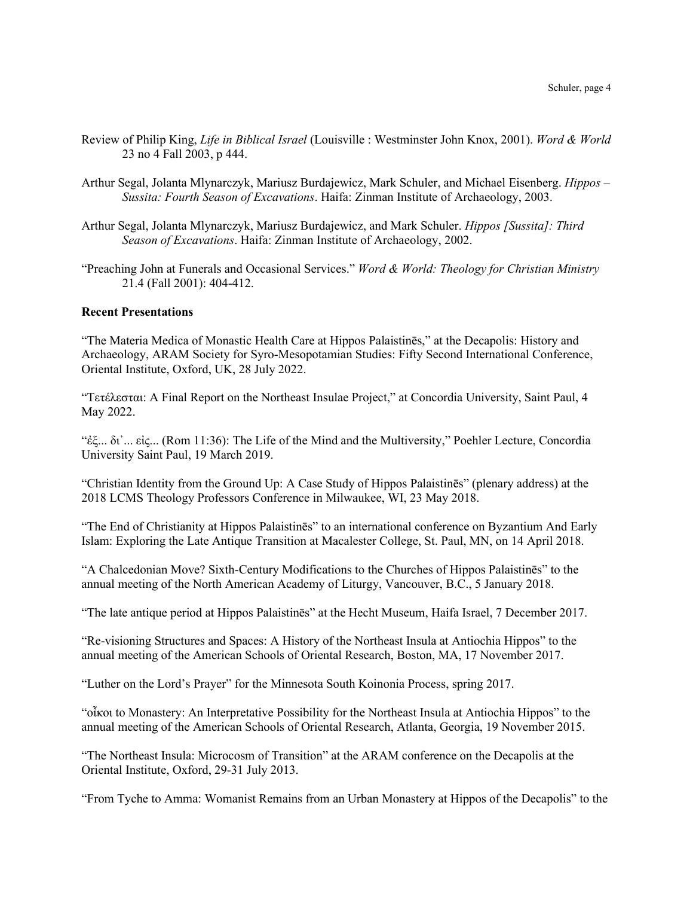Review of Philip King, *Life in Biblical Israel* (Louisville : Westminster John Knox, 2001). *Word & World* 23 no 4 Fall 2003, p 444.

Arthur Segal, Jolanta Mlynarczyk, Mariusz Burdajewicz, Mark Schuler, and Michael Eisenberg. *Hippos – Sussita: Fourth Season of Excavations*. Haifa: Zinman Institute of Archaeology, 2003.

Arthur Segal, Jolanta Mlynarczyk, Mariusz Burdajewicz, and Mark Schuler. *Hippos [Sussita]: Third Season of Excavations*. Haifa: Zinman Institute of Archaeology, 2002.

"Preaching John at Funerals and Occasional Services." *Word & World: Theology for Christian Ministry* 21.4 (Fall 2001): 404-412.

**Recent Presentations**

"The Materia Medica of Monastic Health Care at Hippos Palaistinēs," at the Decapolis: History and Archaeology, ARAM Society for Syro-Mesopotamian Studies: Fifty Second International Conference, Oriental Institute, Oxford, UK, 28 July 2022.

"Τετέλεσται: A Final Report on the Northeast Insulae Project," at Concordia University, Saint Paul, 4 May 2022.

"ἐξ... δι᾽... εἰς... (Rom 11:36): The Life of the Mind and the Multiversity," Poehler Lecture, Concordia University Saint Paul, 19 March 2019.

"Christian Identity from the Ground Up: A Case Study of Hippos Palaistinēs" (plenary address) at the 2018 LCMS Theology Professors Conference in Milwaukee, WI, 23 May 2018.

"The End of Christianity at Hippos Palaistinēs" to an international conference on Byzantium And Early Islam: Exploring the Late Antique Transition at Macalester College, St. Paul, MN, on 14 April 2018.

"A Chalcedonian Move? Sixth-Century Modifications to the Churches of Hippos Palaistinēs" to the annual meeting of the North American Academy of Liturgy, Vancouver, B.C., 5 January 2018.

"The late antique period at Hippos Palaistinēs" at the Hecht Museum, Haifa Israel, 7 December 2017.

"Re-visioning Structures and Spaces: A History of the Northeast Insula at Antiochia Hippos" to the annual meeting of the American Schools of Oriental Research, Boston, MA, 17 November 2017.

"Luther on the Lord's Prayer" for the Minnesota South Koinonia Process, spring 2017.

"οἶκοι to Monastery: An Interpretative Possibility for the Northeast Insula at Antiochia Hippos" to the annual meeting of the American Schools of Oriental Research, Atlanta, Georgia, 19 November 2015.

"The Northeast Insula: Microcosm of Transition" at the ARAM conference on the Decapolis at the Oriental Institute, Oxford, 29-31 July 2013.

"From Tyche to Amma: Womanist Remains from an Urban Monastery at Hippos of the Decapolis" to the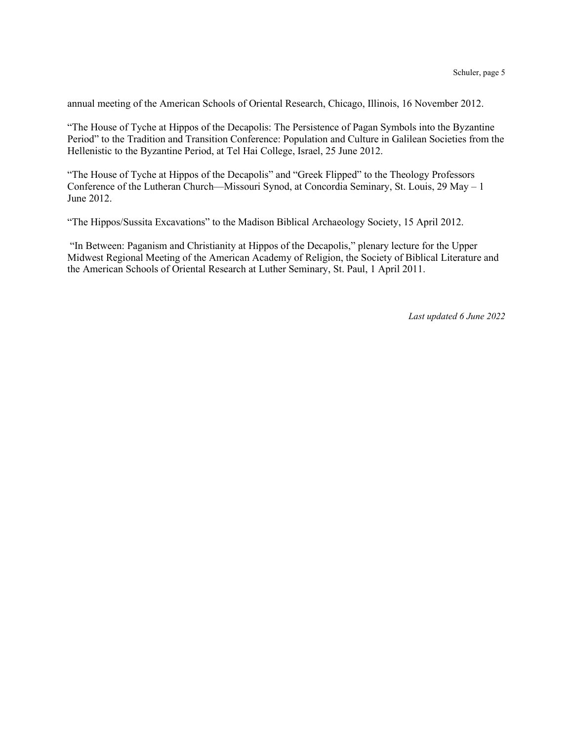annual meeting of the American Schools of Oriental Research, Chicago, Illinois, 16 November 2012.

"The House of Tyche at Hippos of the Decapolis: The Persistence of Pagan Symbols into the Byzantine Period" to the Tradition and Transition Conference: Population and Culture in Galilean Societies from the Hellenistic to the Byzantine Period, at Tel Hai College, Israel, 25 June 2012.

"The House of Tyche at Hippos of the Decapolis" and "Greek Flipped" to the Theology Professors Conference of the Lutheran Church—Missouri Synod, at Concordia Seminary, St. Louis, 29 May – 1 June 2012.

"The Hippos/Sussita Excavations" to the Madison Biblical Archaeology Society, 15 April 2012.

"In Between: Paganism and Christianity at Hippos of the Decapolis," plenary lecture for the Upper Midwest Regional Meeting of the American Academy of Religion, the Society of Biblical Literature and the American Schools of Oriental Research at Luther Seminary, St. Paul, 1 April 2011.

*Last updated 6 June 2022*